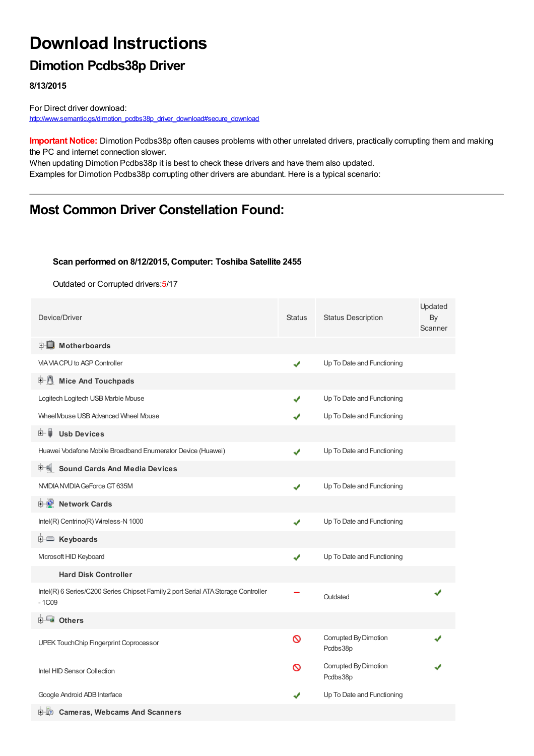# Download Instructions

## Dimotion Pcdbs38p Driver

**8/13/2015**

For Direct driver download:
http://www.semantic.gs/dimotion_pcdbs38p_driver_download#secure_download

**Important Notice:** Dimotion Pcdbs38p often causes problems with other unrelated drivers, practically corrupting them and making the PC and internet connection slower.
When updating Dimotion Pcdbs38p it is best to check these drivers and have them also updated.
Examples for Dimotion Pcdbs38p corrupting other drivers are abundant. Here is a typical scenario:

---

## Most Common Driver Constellation Found:

**Scan performed on 8/12/2015, Computer: Toshiba Satellite 2455**

Outdated or Corrupted drivers:5/17

| Device/Driver | Status | Status Description | Updated By Scanner |
|---|---|---|---|
| **Motherboards** | | | |
| VIA VIA CPU to AGP Controller | ✔ | Up To Date and Functioning | |
| **Mice And Touchpads** | | | |
| Logitech Logitech USB Marble Mouse | ✔ | Up To Date and Functioning | |
| WheelMouse USB Advanced Wheel Mouse | ✔ | Up To Date and Functioning | |
| **Usb Devices** | | | |
| Huawei Vodafone Mobile Broadband Enumerator Device (Huawei) | ✔ | Up To Date and Functioning | |
| **Sound Cards And Media Devices** | | | |
| NVIDIA NVIDIA GeForce GT 635M | ✔ | Up To Date and Functioning | |
| **Network Cards** | | | |
| Intel(R) Centrino(R) Wireless-N 1000 | ✔ | Up To Date and Functioning | |
| **Keyboards** | | | |
| Microsoft HID Keyboard | ✔ | Up To Date and Functioning | |
| **Hard Disk Controller** | | | |
| Intel(R) 6 Series/C200 Series Chipset Family 2 port Serial ATA Storage Controller - 1C09 | – | Outdated | ✔ |
| **Others** | | | |
| UPEK TouchChip Fingerprint Coprocessor | ⦸ | Corrupted By Dimotion Pcdbs38p | ✔ |
| Intel HID Sensor Collection | ⦸ | Corrupted By Dimotion Pcdbs38p | ✔ |
| Google Android ADB Interface | ✔ | Up To Date and Functioning | |
| **Cameras, Webcams And Scanners** | | | |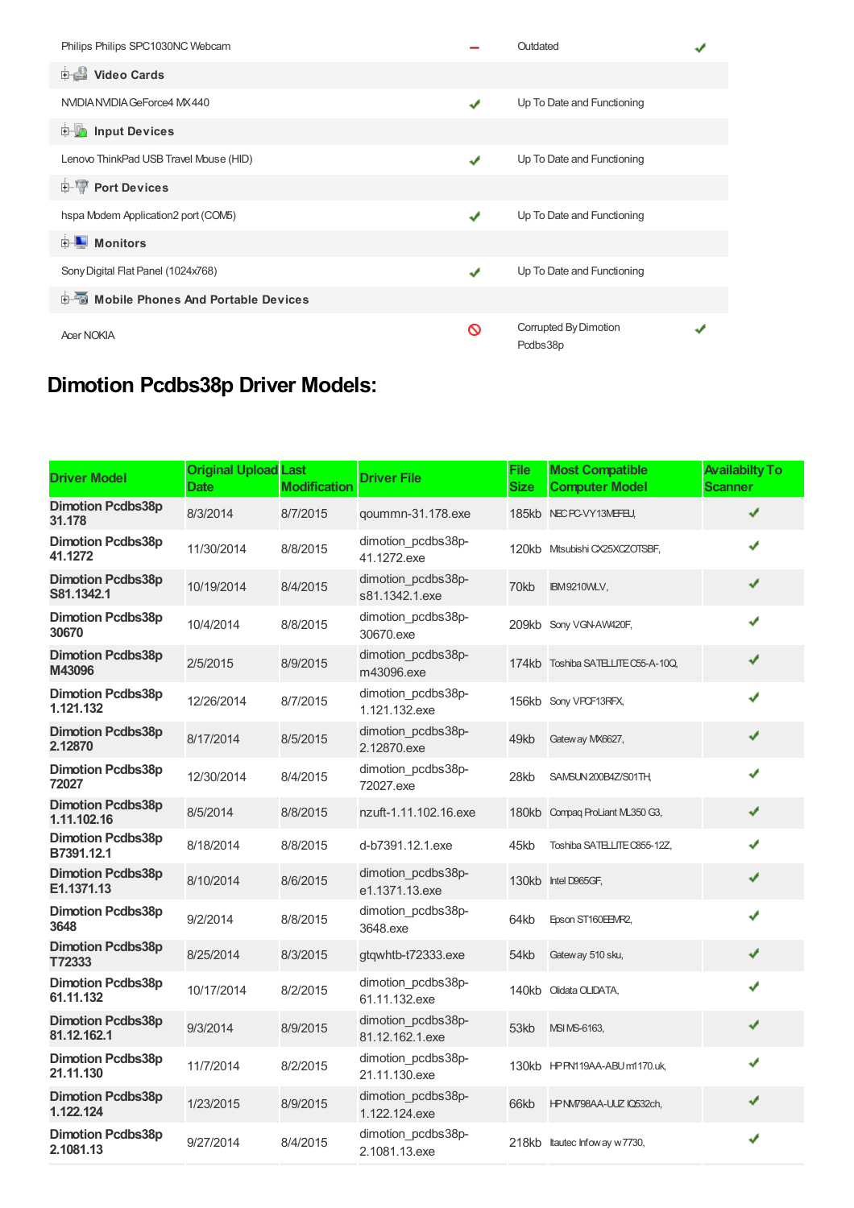| | | | |
|---|---|---|---|
| Philips Philips SPC1030NC Webcam | – | Outdated | ✔ |
| **Video Cards** | | | |
| NVIDIA NVIDIA GeForce4 MX 440 | ✔ | Up To Date and Functioning | |
| **Input Devices** | | | |
| Lenovo ThinkPad USB Travel Mouse (HID) | ✔ | Up To Date and Functioning | |
| **Port Devices** | | | |
| hspa Modem Application2 port (COM5) | ✔ | Up To Date and Functioning | |
| **Monitors** | | | |
| Sony Digital Flat Panel (1024x768) | ✔ | Up To Date and Functioning | |
| **Mobile Phones And Portable Devices** | | | |
| Acer NOKIA | 🚫 | Corrupted By Dimotion Pcdbs38p | ✔ |

## Dimotion Pcdbs38p Driver Models:

| Driver Model | Original Upload Date | Last Modification | Driver File | File Size | Most Compatible Computer Model | Availabilty To Scanner |
|---|---|---|---|---|---|---|
| **Dimotion Pcdbs38p 31.178** | 8/3/2014 | 8/7/2015 | qoummn-31.178.exe | 185kb | NEC PC-VY13MEFEU, | ✔ |
| **Dimotion Pcdbs38p 41.1272** | 11/30/2014 | 8/8/2015 | dimotion_pcdbs38p-41.1272.exe | 120kb | Mitsubishi CX25XCZOTSBF, | ✔ |
| **Dimotion Pcdbs38p S81.1342.1** | 10/19/2014 | 8/4/2015 | dimotion_pcdbs38p-s81.1342.1.exe | 70kb | IBM9210WLV, | ✔ |
| **Dimotion Pcdbs38p 30670** | 10/4/2014 | 8/8/2015 | dimotion_pcdbs38p-30670.exe | 209kb | Sony VGN-AW420F, | ✔ |
| **Dimotion Pcdbs38p M43096** | 2/5/2015 | 8/9/2015 | dimotion_pcdbs38p-m43096.exe | 174kb | Toshiba SATELLITE C55-A-10Q, | ✔ |
| **Dimotion Pcdbs38p 1.121.132** | 12/26/2014 | 8/7/2015 | dimotion_pcdbs38p-1.121.132.exe | 156kb | Sony VPCF13RFX, | ✔ |
| **Dimotion Pcdbs38p 2.12870** | 8/17/2014 | 8/5/2015 | dimotion_pcdbs38p-2.12870.exe | 49kb | Gateway MX6627, | ✔ |
| **Dimotion Pcdbs38p 72027** | 12/30/2014 | 8/4/2015 | dimotion_pcdbs38p-72027.exe | 28kb | SAMSUN 200B4Z/S01TH, | ✔ |
| **Dimotion Pcdbs38p 1.11.102.16** | 8/5/2014 | 8/8/2015 | nzuft-1.11.102.16.exe | 180kb | Compaq ProLiant ML350 G3, | ✔ |
| **Dimotion Pcdbs38p B7391.12.1** | 8/18/2014 | 8/8/2015 | d-b7391.12.1.exe | 45kb | Toshiba SATELLITE C855-12Z, | ✔ |
| **Dimotion Pcdbs38p E1.1371.13** | 8/10/2014 | 8/6/2015 | dimotion_pcdbs38p-e1.1371.13.exe | 130kb | Intel D965GF, | ✔ |
| **Dimotion Pcdbs38p 3648** | 9/2/2014 | 8/8/2015 | dimotion_pcdbs38p-3648.exe | 64kb | Epson ST160EEMR2, | ✔ |
| **Dimotion Pcdbs38p T72333** | 8/25/2014 | 8/3/2015 | gtqwhtb-t72333.exe | 54kb | Gateway 510 sku, | ✔ |
| **Dimotion Pcdbs38p 61.11.132** | 10/17/2014 | 8/2/2015 | dimotion_pcdbs38p-61.11.132.exe | 140kb | Olidata OLIDATA, | ✔ |
| **Dimotion Pcdbs38p 81.12.162.1** | 9/3/2014 | 8/9/2015 | dimotion_pcdbs38p-81.12.162.1.exe | 53kb | MSI MS-6163, | ✔ |
| **Dimotion Pcdbs38p 21.11.130** | 11/7/2014 | 8/2/2015 | dimotion_pcdbs38p-21.11.130.exe | 130kb | HP PN119AA-ABU m1170.uk, | ✔ |
| **Dimotion Pcdbs38p 1.122.124** | 1/23/2015 | 8/9/2015 | dimotion_pcdbs38p-1.122.124.exe | 66kb | HP NM798AA-UUZ IQ532ch, | ✔ |
| **Dimotion Pcdbs38p 2.1081.13** | 9/27/2014 | 8/4/2015 | dimotion_pcdbs38p-2.1081.13.exe | 218kb | Itautec Infoway w7730, | ✔ |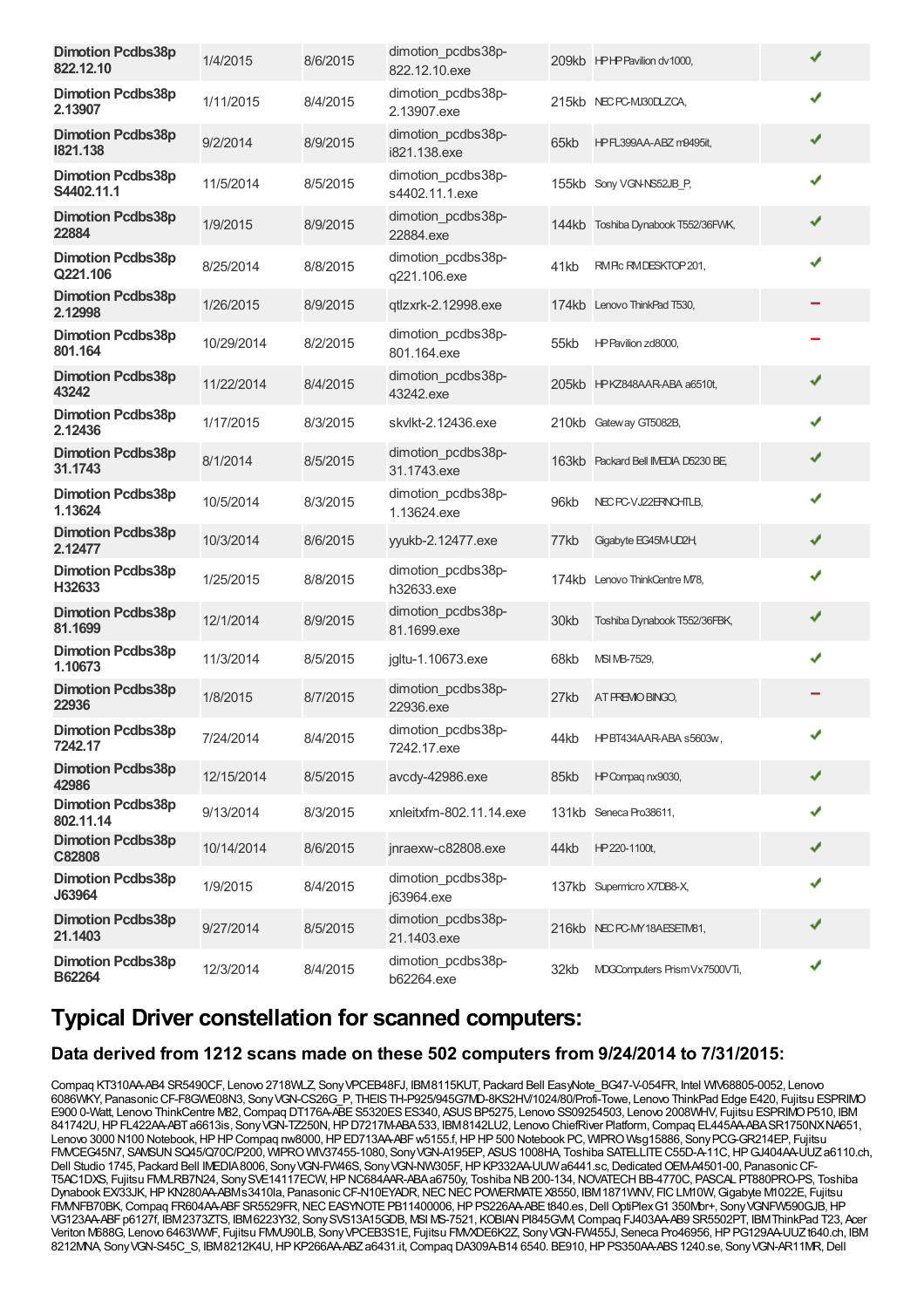| | | | | | | |
|---|---|---|---|---|---|---|
| **Dimotion Pcdbs38p 822.12.10** | 1/4/2015 | 8/6/2015 | dimotion_pcdbs38p-822.12.10.exe | 209kb | HP HP Pavilion dv1000, | ✔ |
| **Dimotion Pcdbs38p 2.13907** | 1/11/2015 | 8/4/2015 | dimotion_pcdbs38p-2.13907.exe | 215kb | NEC PC-MJ30DLZCA, | ✔ |
| **Dimotion Pcdbs38p I821.138** | 9/2/2014 | 8/9/2015 | dimotion_pcdbs38p-i821.138.exe | 65kb | HP FL399AA-ABZ m8495it, | ✔ |
| **Dimotion Pcdbs38p S4402.11.1** | 11/5/2014 | 8/5/2015 | dimotion_pcdbs38p-s4402.11.1.exe | 155kb | Sony VGN-NS52JB_P, | ✔ |
| **Dimotion Pcdbs38p 22884** | 1/9/2015 | 8/9/2015 | dimotion_pcdbs38p-22884.exe | 144kb | Toshiba Dynabook T552/36FWK, | ✔ |
| **Dimotion Pcdbs38p Q221.106** | 8/25/2014 | 8/8/2015 | dimotion_pcdbs38p-q221.106.exe | 41kb | RM Plc RM DESKTOP 201, | ✔ |
| **Dimotion Pcdbs38p 2.12998** | 1/26/2015 | 8/9/2015 | qtlzxrk-2.12998.exe | 174kb | Lenovo ThinkPad T530, | − |
| **Dimotion Pcdbs38p 801.164** | 10/29/2014 | 8/2/2015 | dimotion_pcdbs38p-801.164.exe | 55kb | HP Pavilion zd8000, | − |
| **Dimotion Pcdbs38p 43242** | 11/22/2014 | 8/4/2015 | dimotion_pcdbs38p-43242.exe | 205kb | HP KZ848AAR-ABA a6510t, | ✔ |
| **Dimotion Pcdbs38p 2.12436** | 1/17/2015 | 8/3/2015 | skvlkt-2.12436.exe | 210kb | Gateway GT5082B, | ✔ |
| **Dimotion Pcdbs38p 31.1743** | 8/1/2014 | 8/5/2015 | dimotion_pcdbs38p-31.1743.exe | 163kb | Packard Bell IMEDIA D5230 BE, | ✔ |
| **Dimotion Pcdbs38p 1.13624** | 10/5/2014 | 8/3/2015 | dimotion_pcdbs38p-1.13624.exe | 96kb | NEC PC-VJ22ERNCHTLB, | ✔ |
| **Dimotion Pcdbs38p 2.12477** | 10/3/2014 | 8/6/2015 | yyukb-2.12477.exe | 77kb | Gigabyte EG45M-UD2H, | ✔ |
| **Dimotion Pcdbs38p H32633** | 1/25/2015 | 8/8/2015 | dimotion_pcdbs38p-h32633.exe | 174kb | Lenovo ThinkCentre M78, | ✔ |
| **Dimotion Pcdbs38p 81.1699** | 12/1/2014 | 8/9/2015 | dimotion_pcdbs38p-81.1699.exe | 30kb | Toshiba Dynabook T552/36FBK, | ✔ |
| **Dimotion Pcdbs38p 1.10673** | 11/3/2014 | 8/5/2015 | jgltu-1.10673.exe | 68kb | MSI MB-7529, | ✔ |
| **Dimotion Pcdbs38p 22936** | 1/8/2015 | 8/7/2015 | dimotion_pcdbs38p-22936.exe | 27kb | AT PREMIO BINGO, | − |
| **Dimotion Pcdbs38p 7242.17** | 7/24/2014 | 8/4/2015 | dimotion_pcdbs38p-7242.17.exe | 44kb | HP BT434AAR-ABA s5603w, | ✔ |
| **Dimotion Pcdbs38p 42986** | 12/15/2014 | 8/5/2015 | avcdy-42986.exe | 85kb | HP Compaq nx9030, | ✔ |
| **Dimotion Pcdbs38p 802.11.14** | 9/13/2014 | 8/3/2015 | xnleitxfm-802.11.14.exe | 131kb | Seneca Pro38611, | ✔ |
| **Dimotion Pcdbs38p C82808** | 10/14/2014 | 8/6/2015 | jnraexw-c82808.exe | 44kb | HP 220-1100t, | ✔ |
| **Dimotion Pcdbs38p J63964** | 1/9/2015 | 8/4/2015 | dimotion_pcdbs38p-j63964.exe | 137kb | Supermicro X7DB8-X, | ✔ |
| **Dimotion Pcdbs38p 21.1403** | 9/27/2014 | 8/5/2015 | dimotion_pcdbs38p-21.1403.exe | 216kb | NEC PC-MY18AESETM81, | ✔ |
| **Dimotion Pcdbs38p B62264** | 12/3/2014 | 8/4/2015 | dimotion_pcdbs38p-b62264.exe | 32kb | MDG Computers Prism Vx7500VTi, | ✔ |

## Typical Driver constellation for scanned computers:

### Data derived from 1212 scans made on these 502 computers from 9/24/2014 to 7/31/2015:

Compaq KT310AA-AB4 SR5490CF, Lenovo 2718WLZ, Sony VPCEB48FJ, IBM 8115KUT, Packard Bell EasyNote_BG47-V-054FR, Intel WIV68805-0052, Lenovo 6086WKY, Panasonic CF-F8GWE08N3, Sony VGN-CS26G_P, THEIS TH-P925/945G7MD-8KS2HV/1024/80/Profi-Towe, Lenovo ThinkPad Edge E420, Fujitsu ESPRIMO E900 0-Watt, Lenovo ThinkCentre M82, Compaq DT176A-ABE S5320ES ES340, ASUS BP5275, Lenovo SS09254503, Lenovo 2008WHV, Fujitsu ESPRIMO P510, IBM 841742U, HP FL422AA-ABT a6613is, Sony VGN-TZ250N, HP D7217M-ABA 533, IBM 8142LU2, Lenovo ChiefRiver Platform, Compaq EL445AA-ABA SR1750NX NA651, Lenovo 3000 N100 Notebook, HP HP Compaq nw8000, HP ED713AA-ABF w5155.f, HP HP 500 Notebook PC, WIPRO Wsg15886, Sony PCG-GR214EP, Fujitsu FMVCEG45N7, SAMSUN SQ45/Q70C/P200, WIPRO WIV37455-1080, Sony VGN-A195EP, ASUS 1008HA, Toshiba SATELLITE C55D-A-11C, HP GJ404AA-UUZ a6110.ch, Dell Studio 1745, Packard Bell IMEDIA 8006, Sony VGN-FW46S, Sony VGN-NW305F, HP KP332AA-UUW a6441.sc, Dedicated OEM-A4501-00, Panasonic CF-T5AC1DXS, Fujitsu FMVLRB7N24, Sony SVE14117ECW, HP NC684AAR-ABA a6750y, Toshiba NB 200-134, NOVATECH BB-4770C, PASCAL PT880PRO-PS, Toshiba Dynabook EX/33JK, HP KN280AA-ABM s3410la, Panasonic CF-N10EYADR, NEC NEC POWERMATE X8550, IBM 1871WNV, FIC LM10W, Gigabyte M1022E, Fujitsu FMVNFB70BK, Compaq FR604AA-ABF SR5529FR, NEC EASYNOTE PB11400006, HP PS226AA-ABE t840.es, Dell OptiPlex G1 350Mbr+, Sony VGNFW590GJB, HP VG123AA-ABF p6127f, IBM 2373ZTS, IBM 6223Y32, Sony SVS13A15GDB, MSI MS-7521, KOBIAN PI845GVM, Compaq FJ403AA-AB9 SR5502PT, IBM ThinkPad T23, Acer Veriton M688G, Lenovo 6463WWF, Fujitsu FMVU90LB, Sony VPCEB3S1E, Fujitsu FMVXDE6K2Z, Sony VGN-FW455J, Seneca Pro46956, HP PG129AA-UUZ t640.ch, IBM 8212MNA, Sony VGN-S45C_S, IBM 8212K4U, HP KP266AA-ABZ a6431.it, Compaq DA309A-B14 6540. BE910, HP PS350AA-ABS 1240.se, Sony VGN-AR11MR, Dell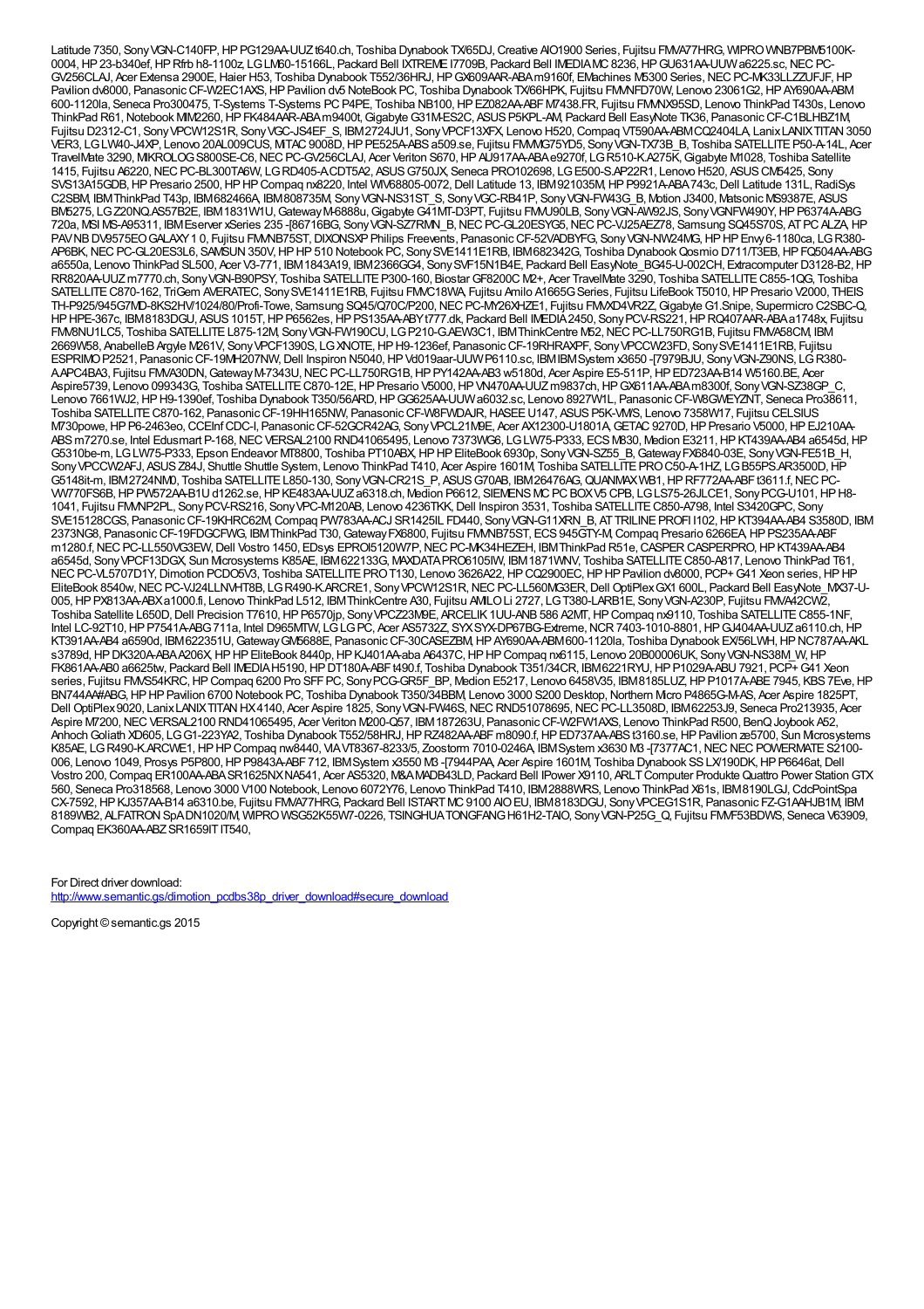Latitude 7350, Sony VGN-C140FP, HP PG129AA-UUZ t640.ch, Toshiba Dynabook TX/65DJ, Creative AIO1900 Series, Fujitsu FMVA77HRG, WIPRO WNB7PBM5100K-0004, HP 23-b340ef, HP Rfrb h8-1100z, LG LM60-15166L, Packard Bell IXTREME I7709B, Packard Bell IMEDIA MC 8236, HP GU631AA-UUW a6225.sc, NEC PC-GV256CLAJ, Acer Extensa 2900E, Haier H53, Toshiba Dynabook T552/36HRJ, HP GX609AAR-ABA m9160f, EMachines M5300 Series, NEC PC-MK33LLZZUFJF, HP Pavilion dv8000, Panasonic CF-W2EC1AXS, HP Pavilion dv5 NoteBook PC, Toshiba Dynabook TX/66HPK, Fujitsu FMVNFD70W, Lenovo 23061G2, HP AY690AA-ABM 600-1120la, Seneca Pro300475, T-Systems T-Systems PC P4PE, Toshiba NB100, HP EZ082AA-ABF M7438.FR, Fujitsu FMVNX95SD, Lenovo ThinkPad T430s, Lenovo ThinkPad R61, Notebook MIM2260, HP FK484AAR-ABA m9400t, Gigabyte G31M-ES2C, ASUS P5KPL-AM, Packard Bell EasyNote TK36, Panasonic CF-C1BLHBZ1M, Fujitsu D2312-C1, Sony VPCW12S1R, Sony VGC-JS4EF_S, IBM 2724JU1, Sony VPCF13XFX, Lenovo H520, Compaq VT590AA-ABM CQ2404LA, Lanix LANIX TITAN 3050 VER3, LG LW40-J4XP, Lenovo 20AL009CUS, MTAC 9008D, HP PE525A-ABS a509.se, Fujitsu FMVMG75YD5, Sony VGN-TX73B_B, Toshiba SATELLITE P50-A-14L, Acer TravelMate 3290, MIKROLOG S800SE-C6, NEC PC-GV256CLAJ, Acer Veriton S670, HP AU917AA-ABA e9270f, LG R510-K.A275K, Gigabyte M1028, Toshiba Satellite 1415, Fujitsu A6220, NEC PC-BL300TA6W, LG RD405-A.CDT5A2, ASUS G750JX, Seneca PRO102698, LG E500-S.AP22R1, Lenovo H520, ASUS CM5425, Sony SVS13A15GDB, HP Presario 2500, HP HP Compaq nx8220, Intel WIV68805-0072, Dell Latitude 13, IBM 921035M, HP P9921A-ABA 743c, Dell Latitude 131L, RadiSys C2SBM, IBM ThinkPad T43p, IBM 682466A, IBM 808735M, Sony VGN-NS31ST_S, Sony VGC-RB41P, Sony VGN-FW43G_B, Motion J3400, Matsonic MS9387E, ASUS BM5275, LG Z20NQ.AS57B2E, IBM 1831W1U, Gateway M-6888u, Gigabyte G41MT-D3PT, Fujitsu FMVU90LB, Sony VGN-AW92JS, Sony VGNFW490Y, HP P6374A-ABG 720a, MSI MS-A95311, IBM Eserver xSeries 235 -[86716BG, Sony VGN-SZ7RMN_B, NEC PC-GL20ESYG5, NEC PC-VJ25AEZ78, Samsung SQ45S70S, AT PC ALZA, HP PAVNB DV9575EO GALAXY 1 0, Fujitsu FMVNB75ST, DIXONSXP Philips Freevents, Panasonic CF-52VADBYFG, Sony VGN-NW24MG, HP HP Envy 6-1180ca, LG R380-AP6BK, NEC PC-GL20ES3L6, SAMSUN 350V, HP HP 510 Notebook PC, Sony SVE1411E1RB, IBM 682342G, Toshiba Dynabook Qosmio D711/T3EB, HP FQ504AA-ABG a6550a, Lenovo ThinkPad SL500, Acer V3-771, IBM 1843A19, IBM 2366GG4, Sony SVF15N1B4E, Packard Bell EasyNote_BG45-U-002CH, Extracomputer D3128-B2, HP RR820AA-UUZ m7770.ch, Sony VGN-B90PSY, Toshiba SATELLITE P300-160, Biostar GF8200C M2+, Acer TravelMate 3290, Toshiba SATELLITE C855-1QG, Toshiba SATELLITE C870-162, TriGem AVERATEC, Sony SVE1411E1RB, Fujitsu FMVC18WA, Fujitsu Amilo A1665G Series, Fujitsu LifeBook T5010, HP Presario V2000, THEIS TH-P925/945G7MD-8KS2HV/1024/80/Profi-Towe, Samsung SQ45/Q70C/P200, NEC PC-MY26XHZE1, Fujitsu FMVXD4VR2Z, Gigabyte G1.Snipe, Supermicro C2SBC-Q, HP HPE-367c, IBM 8183DGU, ASUS 1015T, HP P6562es, HP PS135AA-ABY t777.dk, Packard Bell IMEDIA 2450, Sony PCV-RS221, HP RQ407AAR-ABA a1748x, Fujitsu FMV8NU1LC5, Toshiba SATELLITE L875-12M, Sony VGN-FW190CU, LG P210-G.AEW3C1, IBM ThinkCentre M52, NEC PC-LL750RG1B, Fujitsu FMVA58CM, IBM 2669W58, AnabelleB Argyle M261V, Sony VPCF1390S, LG XNOTE, HP H9-1236ef, Panasonic CF-19RHRAXPF, Sony VPCCW23FD, Sony SVE1411E1RB, Fujitsu ESPRIMO P2521, Panasonic CF-19MH207NW, Dell Inspiron N5040, HP Vd019aar-UUW P6110.sc, IBM IBM System x3650 -[7979BJU, Sony VGN-Z90NS, LG R380-A.APC4BA3, Fujitsu FMVA30DN, Gateway M-7343U, NEC PC-LL750RG1B, HP PY142AA-AB3 w5180d, Acer Aspire E5-511P, HP ED723AA-B14 W5160.BE, Acer Aspire5739, Lenovo 099343G, Toshiba SATELLITE C870-12E, HP Presario V5000, HP VN470AA-UUZ m9837ch, HP GX611AA-ABA m8300f, Sony VGN-SZ38GP_C, Lenovo 7661WJ2, HP H9-1390ef, Toshiba Dynabook T350/56ARD, HP GG625AA-UUW a6032.sc, Lenovo 8927W1L, Panasonic CF-W8GWEYZNT, Seneca Pro38611, Toshiba SATELLITE C870-162, Panasonic CF-19HH165NW, Panasonic CF-W8FWDAJR, HASEE U147, ASUS P5K-VM/S, Lenovo 7358W17, Fujitsu CELSIUS M730powe, HP P6-2463eo, CCEInf CDC-I, Panasonic CF-52GCR42AG, Sony VPCL21M9E, Acer AX12300-U1801A, GETAC 9270D, HP Presario V5000, HP EJ210AA-ABS m7270.se, Intel Edusmart P-168, NEC VERSAL2100 RND41065495, Lenovo 7373WG6, LG LW75-P333, ECS M830, Medion E3211, HP KT439AA-AB4 a6545d, HP G5310be-m, LG LW75-P333, Epson Endeavor MT8800, Toshiba PT10ABX, HP HP EliteBook 6930p, Sony VGN-SZ55_B, Gateway FX6840-03E, Sony VGN-FE51B_H, Sony VPCCW2AFJ, ASUS Z84J, Shuttle Shuttle System, Lenovo ThinkPad T410, Acer Aspire 1601M, Toshiba SATELLITE PRO C50-A-1HZ, LG B55PS.AR3500D, HP G5148it-m, IBM 2724NM0, Toshiba SATELLITE L850-130, Sony VGN-CR21S_P, ASUS G70AB, IBM 26476AG, QUANMAX WB1, HP RF772AA-ABF t3611.f, NEC PC-VW770FS6B, HP PW572AA-B1U d1262.se, HP KE483AA-UUZ a6318.ch, Medion P6612, SIEMENS MC PC BOX V5 CPB, LG LS75-26JLCE1, Sony PCG-U101, HP H8-1041, Fujitsu FMVNP2PL, Sony PCV-RS216, Sony VPC-M120AB, Lenovo 4236TKK, Dell Inspiron 3531, Toshiba SATELLITE C850-A798, Intel S3420GPC, Sony SVE15128CGS, Panasonic CF-19KHRC62M, Compaq PW783AA-ACJ SR1425IL FD440, Sony VGN-G11XRN_B, AT TRILINE PROFI I102, HP KT394AA-AB4 S3580D, IBM 2373NG8, Panasonic CF-19FDGCFWG, IBM ThinkPad T30, Gateway FX6800, Fujitsu FMVNB75ST, ECS 945GTY-M, Compaq Presario 6266EA, HP PS235AA-ABF m1280.f, NEC PC-LL550VG3EW, Dell Vostro 1450, EDsys EPROI5120W7P, NEC PC-MK34HEZEH, IBM ThinkPad R51e, CASPER CASPERPRO, HP KT439AA-AB4 a6545d, Sony VPCF13DGX, Sun Microsystems K85AE, IBM 622133G, MAXDATA PRO6105IW, IBM 1871WNV, Toshiba SATELLITE C850-A817, Lenovo ThinkPad T61, NEC PC-VL5707D1Y, Dimotion PCDO5V3, Toshiba SATELLITE PRO T130, Lenovo 3626A22, HP CQ2900EC, HP HP Pavilion dv8000, PCP+ G41 Xeon series, HP HP EliteBook 8540w, NEC PC-VJ24LLNVHT8B, LG R490-K.ARCRE1, Sony VPCW12S1R, NEC PC-LL560MG3ER, Dell OptiPlex GX1 600L, Packard Bell EasyNote_MX37-U-005, HP PX813AA-ABX a1000.fi, Lenovo ThinkPad L512, IBM ThinkCentre A30, Fujitsu AMILO Li 2727, LG T380-LARB1E, Sony VGN-A230P, Fujitsu FMVA42CW2, Toshiba Satellite L650D, Dell Precision T7610, HP P6570jp, Sony VPCZ23M9E, ARCELIK 1UU-ANB 586 A2MT, HP Compaq nx9110, Toshiba SATELLITE C855-1NF, Intel LC-92T10, HP P7541A-ABG 711a, Intel D965MTW, LG LG PC, Acer AS5732Z, SYX SYX-DP67BG-Extreme, NCR 7403-1010-8801, HP GJ404AA-UUZ a6110.ch, HP KT391AA-AB4 a6590d, IBM 622351U, Gateway GM5688E, Panasonic CF-30CASEZBM, HP AY690AA-ABM 600-1120la, Toshiba Dynabook EX/56LWH, HP NC787AA-AKL s3789d, HP DK320A-ABA A206X, HP HP EliteBook 8440p, HP KJ401AA-aba A6437C, HP HP Compaq nx6115, Lenovo 20B00006UK, Sony VGN-NS38M_W, HP FK861AA-AB0 a6625tw, Packard Bell IMEDIA H5190, HP DT180A-ABF t490.f, Toshiba Dynabook T351/34CR, IBM 6221RYU, HP P1029A-ABU 7921, PCP+ G41 Xeon series, Fujitsu FMVS54KRC, HP Compaq 6200 Pro SFF PC, Sony PCG-GR5F_BP, Medion E5217, Lenovo 6458V35, IBM 8185LUZ, HP P1017A-ABE 7945, KBS 7Eve, HP BN744AA#ABG, HP HP Pavilion 6700 Notebook PC, Toshiba Dynabook T350/34BBM, Lenovo 3000 S200 Desktop, Northern Micro P4865G-M-AS, Acer Aspire 1825PT, Dell OptiPlex 9020, Lanix LANIX TITAN HX 4140, Acer Aspire 1825, Sony VGN-FW46S, NEC RND51078695, NEC PC-LL3508D, IBM 62253J9, Seneca Pro213935, Acer Aspire M7200, NEC VERSAL2100 RND41065495, Acer Veriton M200-Q57, IBM 187263U, Panasonic CF-W2FW1AXS, Lenovo ThinkPad R500, BenQ Joybook A52, Anhoch Goliath XD605, LG G1-223YA2, Toshiba Dynabook T552/58HRJ, HP RZ482AA-ABF m8090.f, HP ED737AA-ABS t3160.se, HP Pavilion ze5700, Sun Microsystems K85AE, LG R490-K.ARCWE1, HP HP Compaq nw8440, VIA VT8367-8233/5, Zoostorm 7010-0246A, IBM System x3630 M3 -[7377AC1, NEC NEC POWERMATE S2100-006, Lenovo 1049, Prosys P5P800, HP P9843A-ABF 712, IBM System x3550 M3 -[7944PAA, Acer Aspire 1601M, Toshiba Dynabook SS LX/190DK, HP P6646at, Dell Vostro 200, Compaq ER100AA-ABA SR1625NX NA541, Acer AS5320, M&A MADB43LD, Packard Bell IPower X9110, ARLT Computer Produkte Quattro Power Station GTX 560, Seneca Pro318568, Lenovo 3000 V100 Notebook, Lenovo 6072Y76, Lenovo ThinkPad T410, IBM 2888WRS, Lenovo ThinkPad X61s, IBM 8190LGJ, CdcPointSpa CX-7592, HP KJ357AA-B14 a6310.be, Fujitsu FMVA77HRG, Packard Bell ISTART MC 9100 AIO EU, IBM 8183DGU, Sony VPCEG1S1R, Panasonic FZ-G1AAHJB1M, IBM 8189WB2, ALFATRON SpA DN1020/M, WIPRO WSG52K55W7-0226, TSINGHUA TONGFANG H61H2-TAIO, Sony VGN-P25G_Q, Fujitsu FMVF53BDWS, Seneca V63909, Compaq EK360AA-ABZ SR1659IT IT540,

For Direct driver download:
[http://www.semantic.gs/dimotion_pcdbs38p_driver_download#secure_download](http://www.semantic.gs/dimotion_pcdbs38p_driver_download#secure_download)

Copyright © semantic.gs 2015